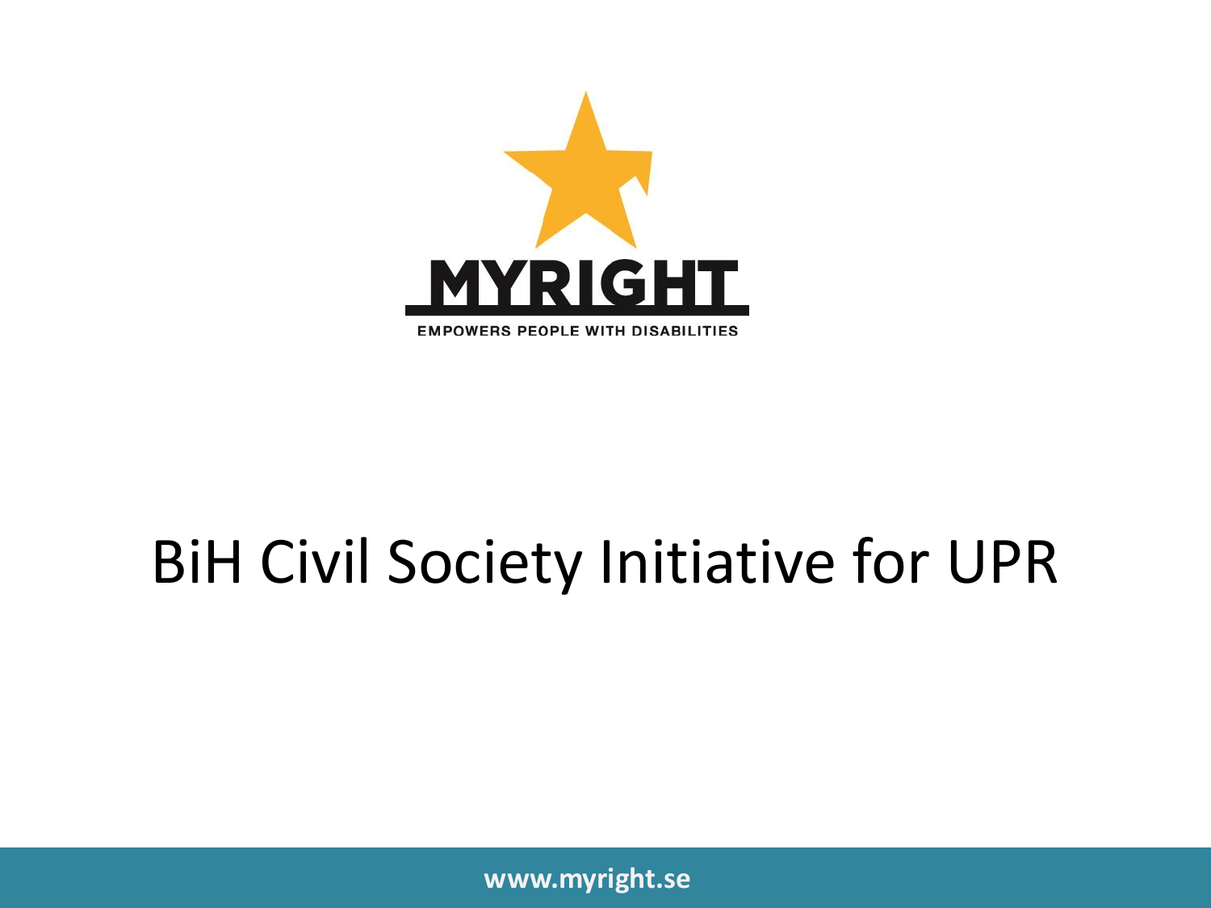MYRIGHT

EMPOWERS PEOPLE WITH DISABILITIES

# BiH Civil Society Initiative for UPR

www.myright.se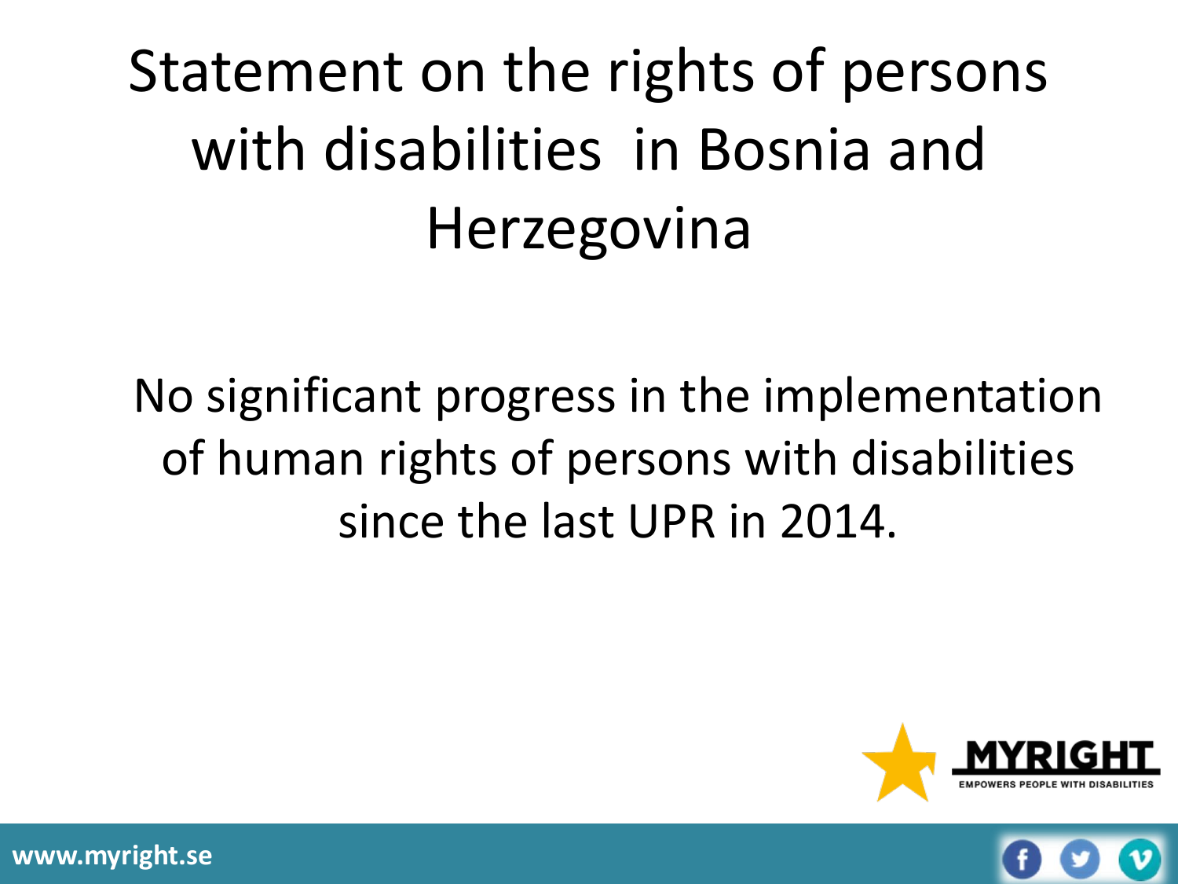# Statement on the rights of persons with disabilities in Bosnia and Herzegovina

No significant progress in the implementation of human rights of persons with disabilities since the last UPR in 2014.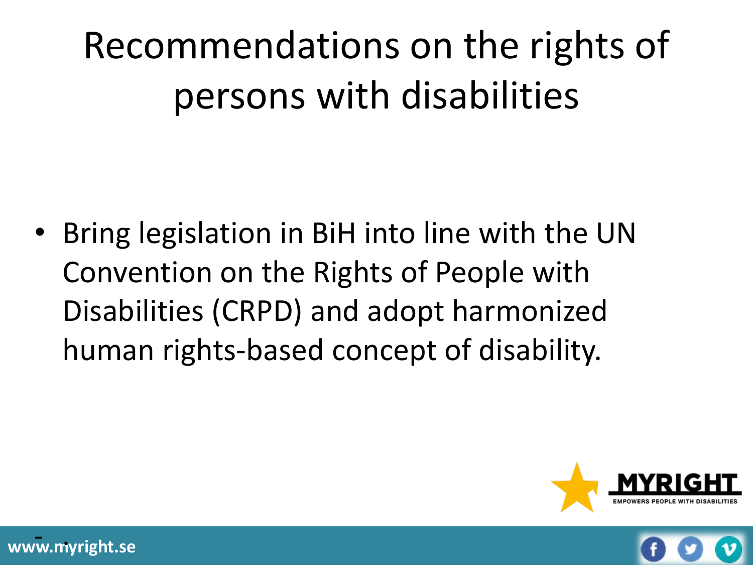# Recommendations on the rights of persons with disabilities

- Bring legislation in BiH into line with the UN Convention on the Rights of People with Disabilities (CRPD) and adopt harmonized human rights-based concept of disability.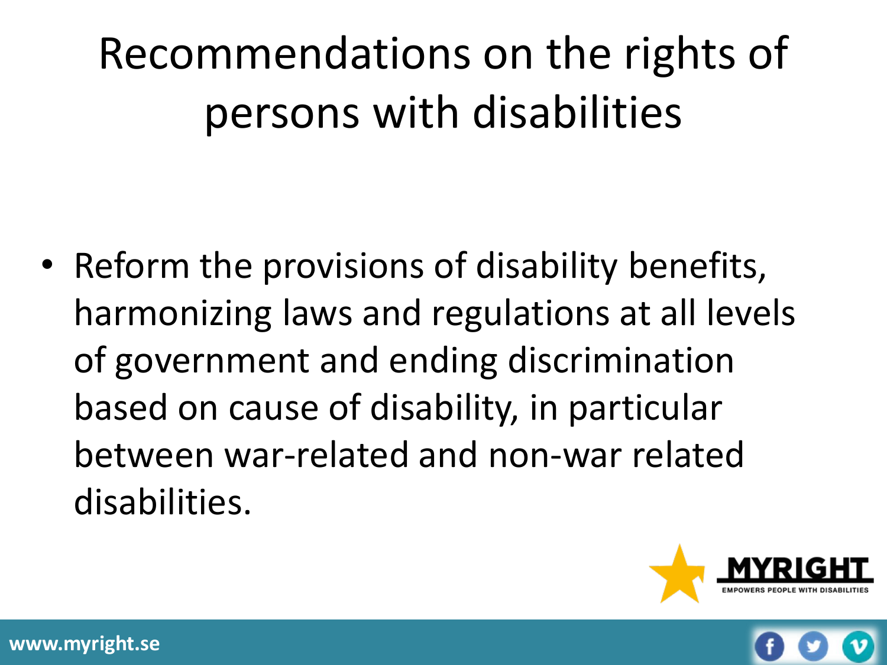# Recommendations on the rights of persons with disabilities

- Reform the provisions of disability benefits, harmonizing laws and regulations at all levels of government and ending discrimination based on cause of disability, in particular between war-related and non-war related disabilities.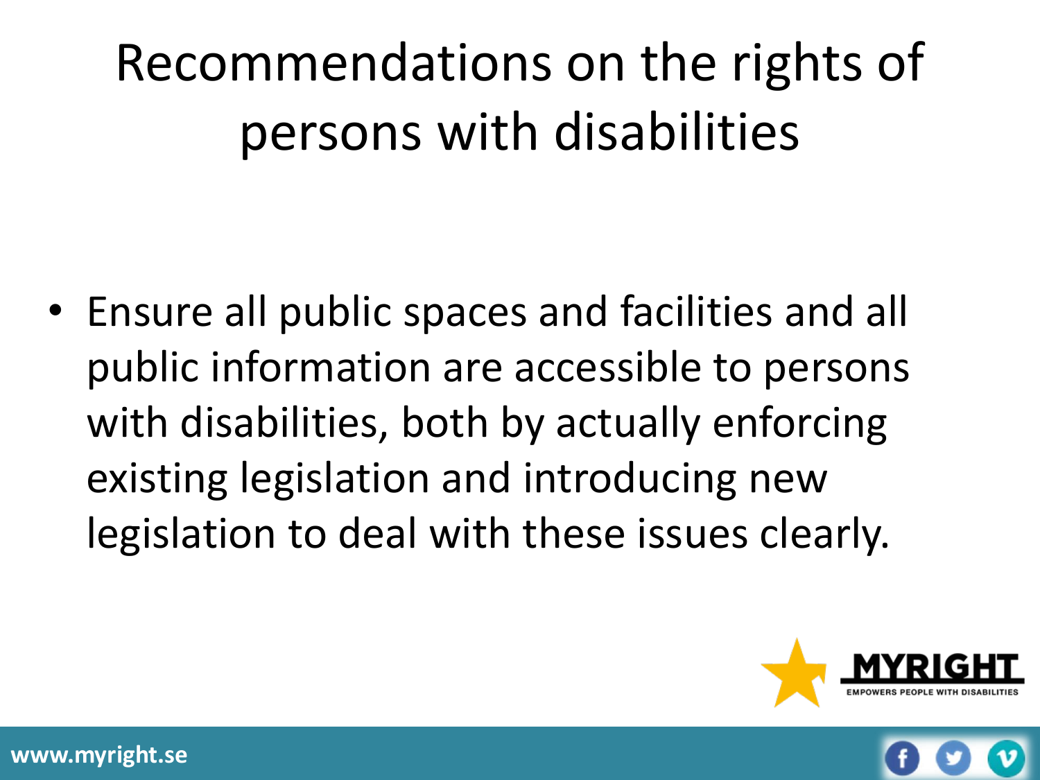# Recommendations on the rights of persons with disabilities

- Ensure all public spaces and facilities and all public information are accessible to persons with disabilities, both by actually enforcing existing legislation and introducing new legislation to deal with these issues clearly.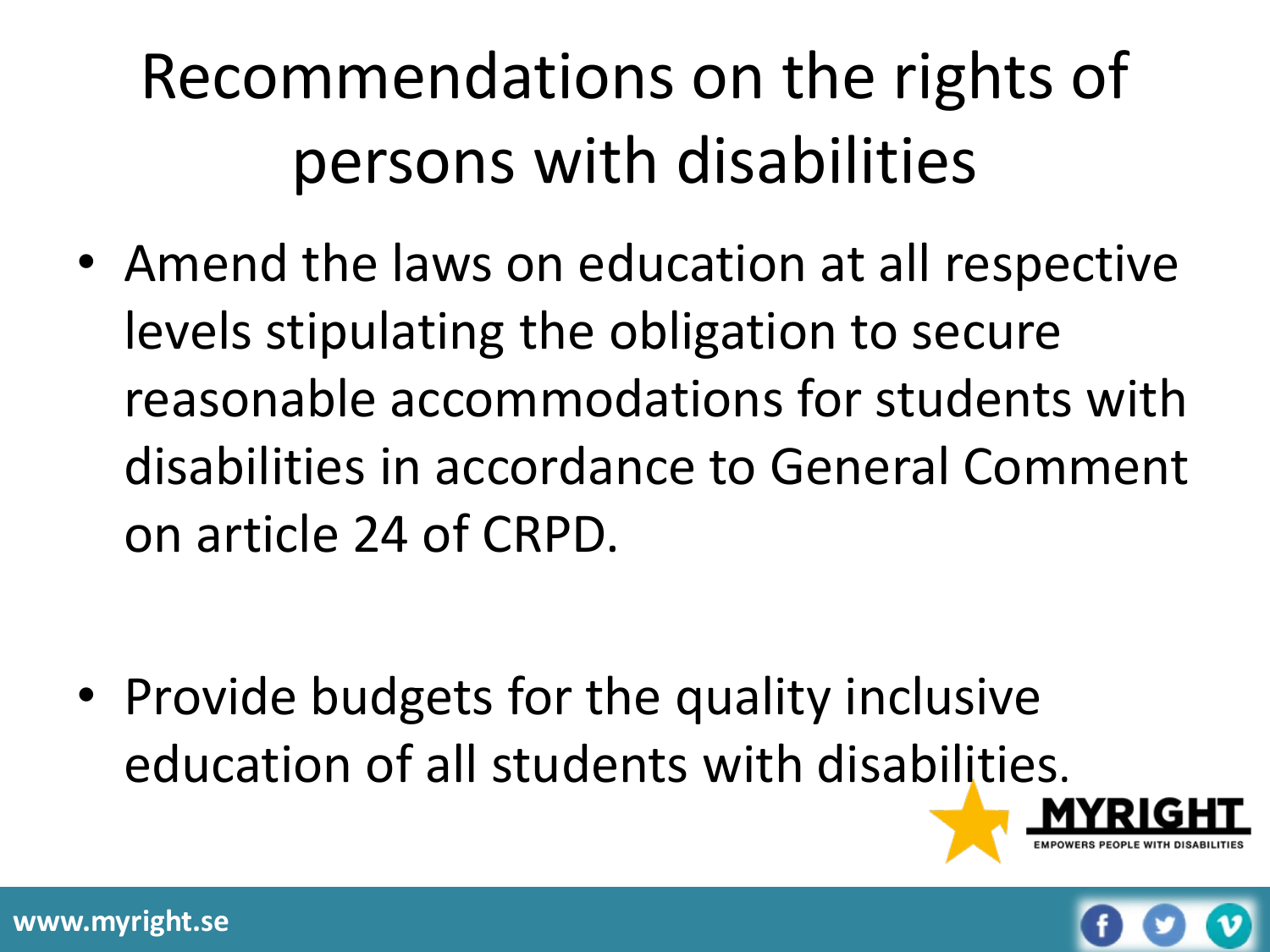# Recommendations on the rights of persons with disabilities

- Amend the laws on education at all respective levels stipulating the obligation to secure reasonable accommodations for students with disabilities in accordance to General Comment on article 24 of CRPD.

- Provide budgets for the quality inclusive education of all students with disabilities.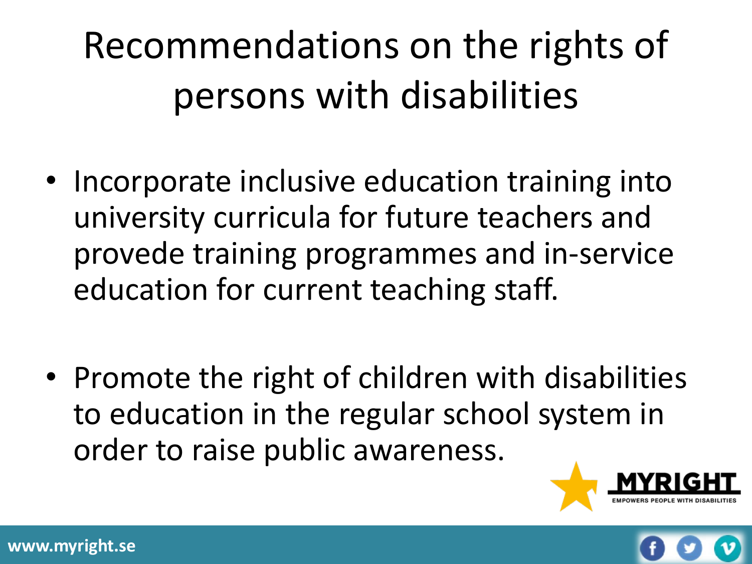# Recommendations on the rights of persons with disabilities

- Incorporate inclusive education training into university curricula for future teachers and provede training programmes and in-service education for current teaching staff.
- Promote the right of children with disabilities to education in the regular school system in order to raise public awareness.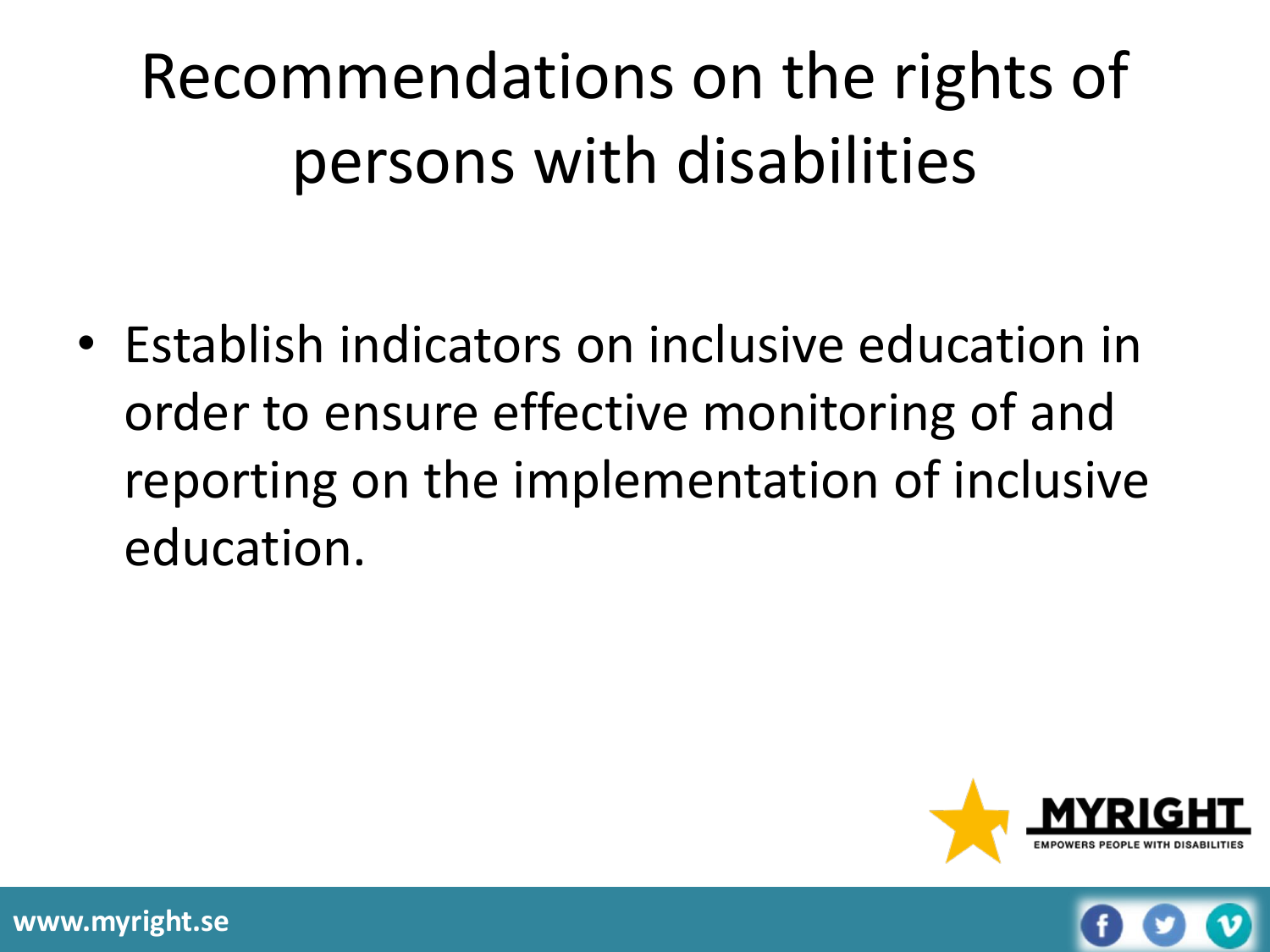# Recommendations on the rights of persons with disabilities

- Establish indicators on inclusive education in order to ensure effective monitoring of and reporting on the implementation of inclusive education.